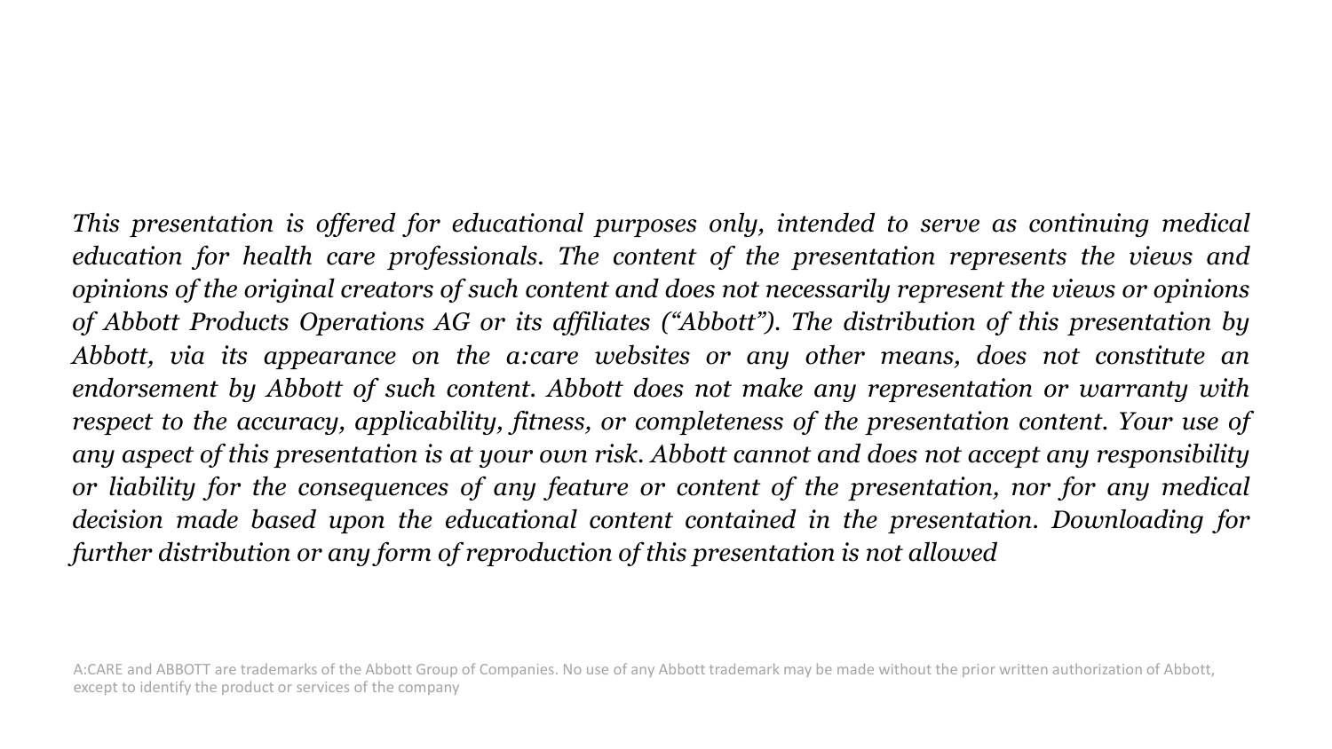*This presentation is offered for educational purposes only, intended to serve as continuing medical education for health care professionals. The content of the presentation represents the views and opinions of the original creators of such content and does not necessarily represent the views or opinions of Abbott Products Operations AG or its affiliates ("Abbott"). The distribution of this presentation by Abbott, via its appearance on the a:care websites or any other means, does not constitute an endorsement by Abbott of such content. Abbott does not make any representation or warranty with respect to the accuracy, applicability, fitness, or completeness of the presentation content. Your use of any aspect of this presentation is at your own risk. Abbott cannot and does not accept any responsibility or liability for the consequences of any feature or content of the presentation, nor for any medical decision made based upon the educational content contained in the presentation. Downloading for further distribution or any form of reproduction of this presentation is not allowed*

A:CARE and ABBOTT are trademarks of the Abbott Group of Companies. No use of any Abbott trademark may be made without the prior written authorization of Abbott, except to identify the product or services of the company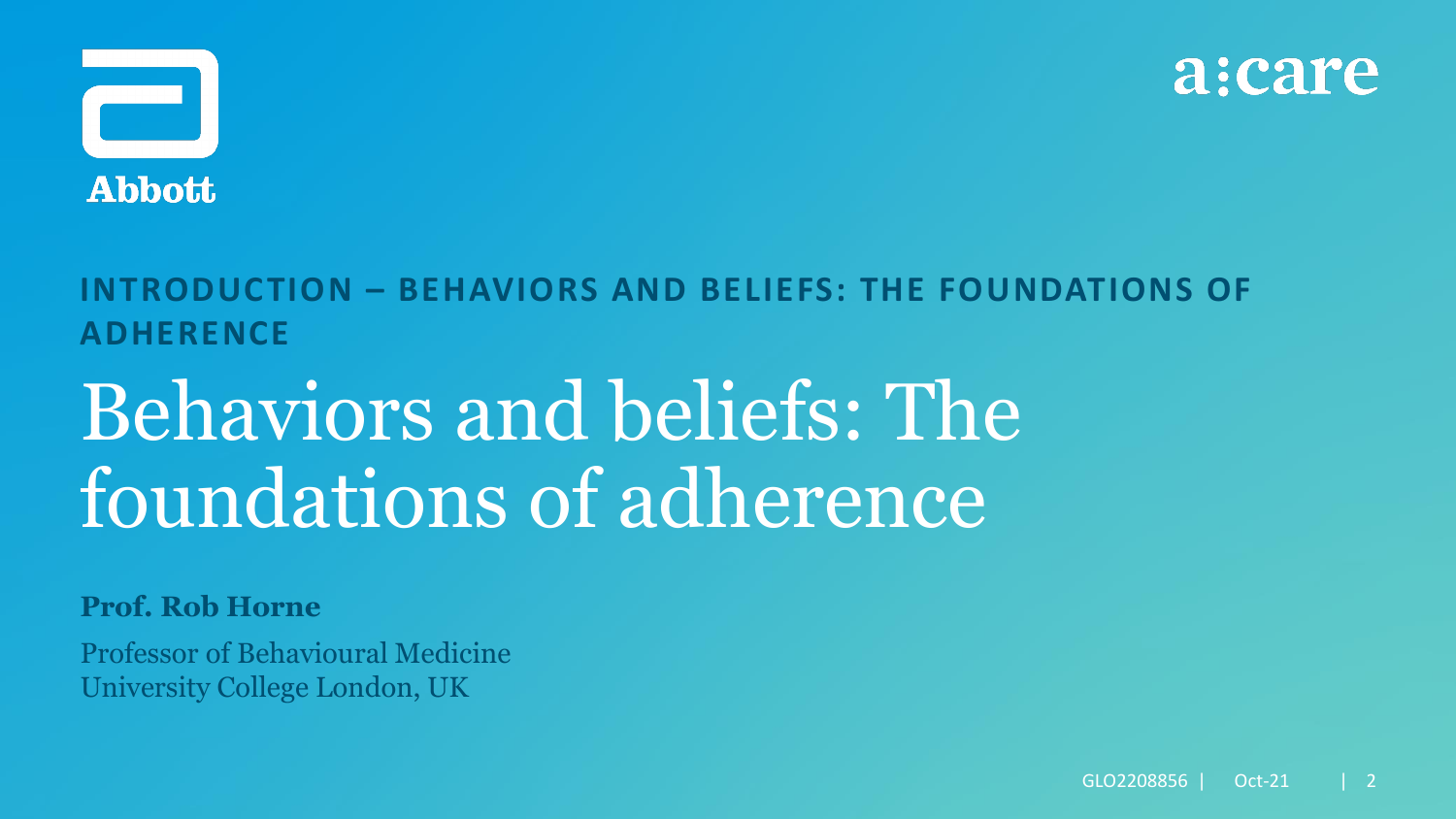**INTRODUCTION – BEHAVIORS AND BELIEFS: THE FOUNDATIONS OF ADHERENCE**

# Behaviors and beliefs: The foundations of adherence

**Prof. Rob Horne**

Professor of Behavioural Medicine
University College London, UK

GLO2208856 | Oct-21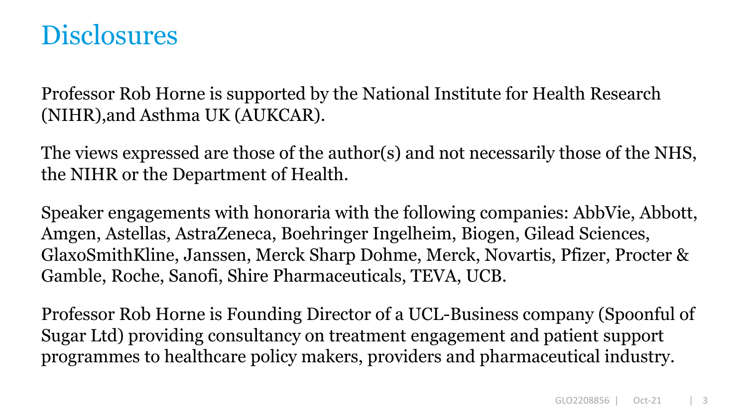# Disclosures

Professor Rob Horne is supported by the National Institute for Health Research (NIHR),and Asthma UK (AUKCAR).

The views expressed are those of the author(s) and not necessarily those of the NHS, the NIHR or the Department of Health.

Speaker engagements with honoraria with the following companies: AbbVie, Abbott, Amgen, Astellas, AstraZeneca, Boehringer Ingelheim, Biogen, Gilead Sciences, GlaxoSmithKline, Janssen, Merck Sharp Dohme, Merck, Novartis, Pfizer, Procter & Gamble, Roche, Sanofi, Shire Pharmaceuticals, TEVA, UCB.

Professor Rob Horne is Founding Director of a UCL-Business company (Spoonful of Sugar Ltd) providing consultancy on treatment engagement and patient support programmes to healthcare policy makers, providers and pharmaceutical industry.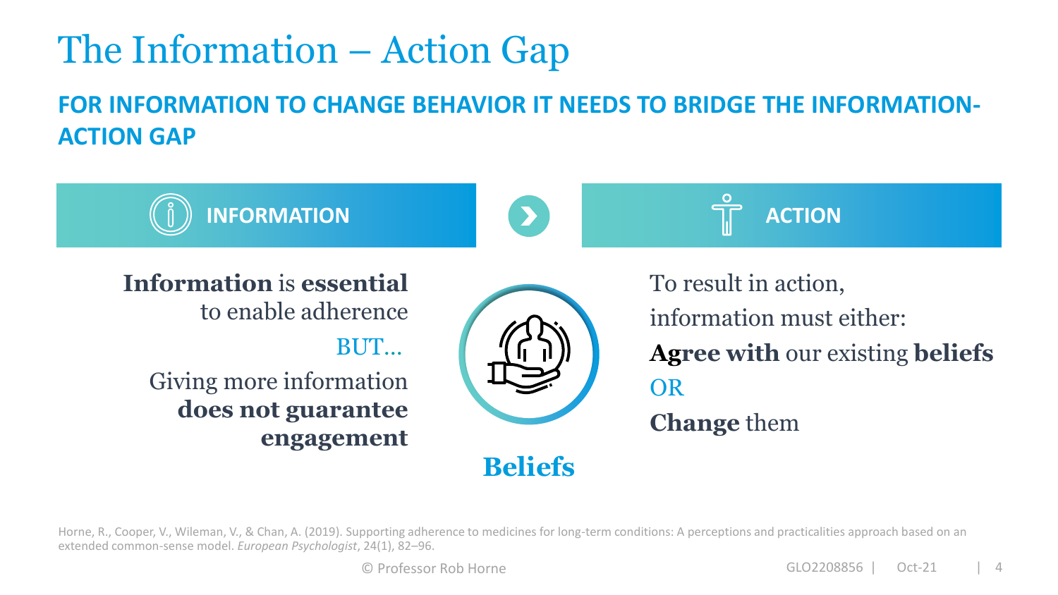# The Information – Action Gap

## FOR INFORMATION TO CHANGE BEHAVIOR IT NEEDS TO BRIDGE THE INFORMATION-ACTION GAP

### INFORMATION

**Information** is **essential** to enable adherence

BUT…

Giving more information **does not guarantee engagement**

**Beliefs**

### ACTION

To result in action, information must either:

**Agree with** our existing **beliefs**

OR

**Change** them

Horne, R., Cooper, V., Wileman, V., & Chan, A. (2019). Supporting adherence to medicines for long-term conditions: A perceptions and practicalities approach based on an extended common-sense model. *European Psychologist*, 24(1), 82–96.

© Professor Rob Horne

GLO2208856 | Oct-21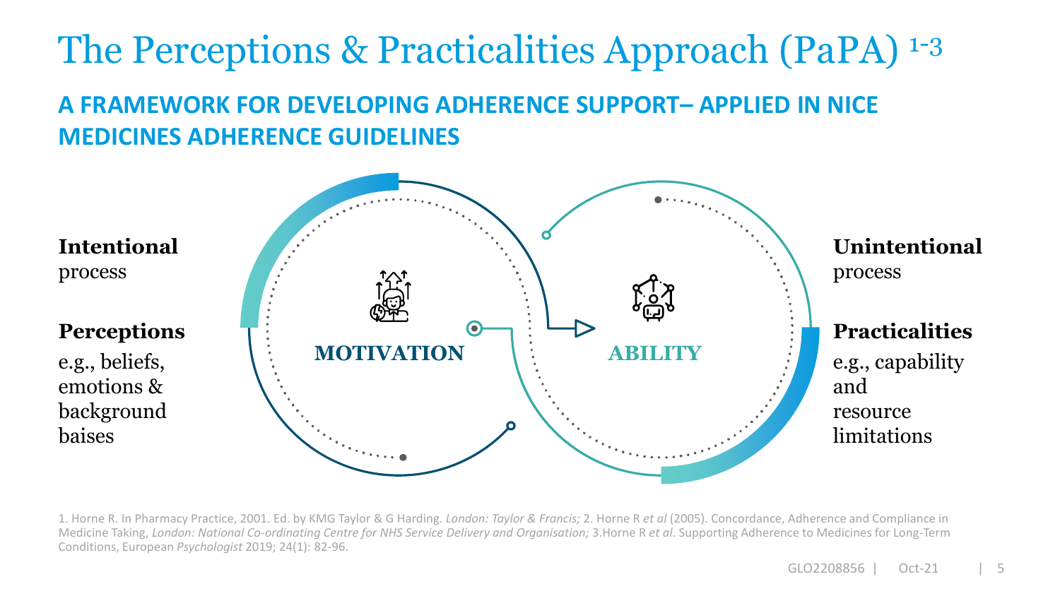# The Perceptions & Practicalities Approach (PaPA) [1-3]

## A FRAMEWORK FOR DEVELOPING ADHERENCE SUPPORT– APPLIED IN NICE MEDICINES ADHERENCE GUIDELINES

**Intentional**
process

**Perceptions**
e.g., beliefs, emotions & background baises

**MOTIVATION**

**ABILITY**

**Unintentional**
process

**Practicalities**
e.g., capability and resource limitations

1. Horne R. In Pharmacy Practice, 2001. Ed. by KMG Taylor & G Harding. *London: Taylor & Francis;* 2. Horne R *et al* (2005). Concordance, Adherence and Compliance in Medicine Taking, *London: National Co-ordinating Centre for NHS Service Delivery and Organisation;* 3.Horne R *et al*. Supporting Adherence to Medicines for Long-Term Conditions, European *Psychologist* 2019; 24(1): 82-96.

GLO2208856 | Oct-21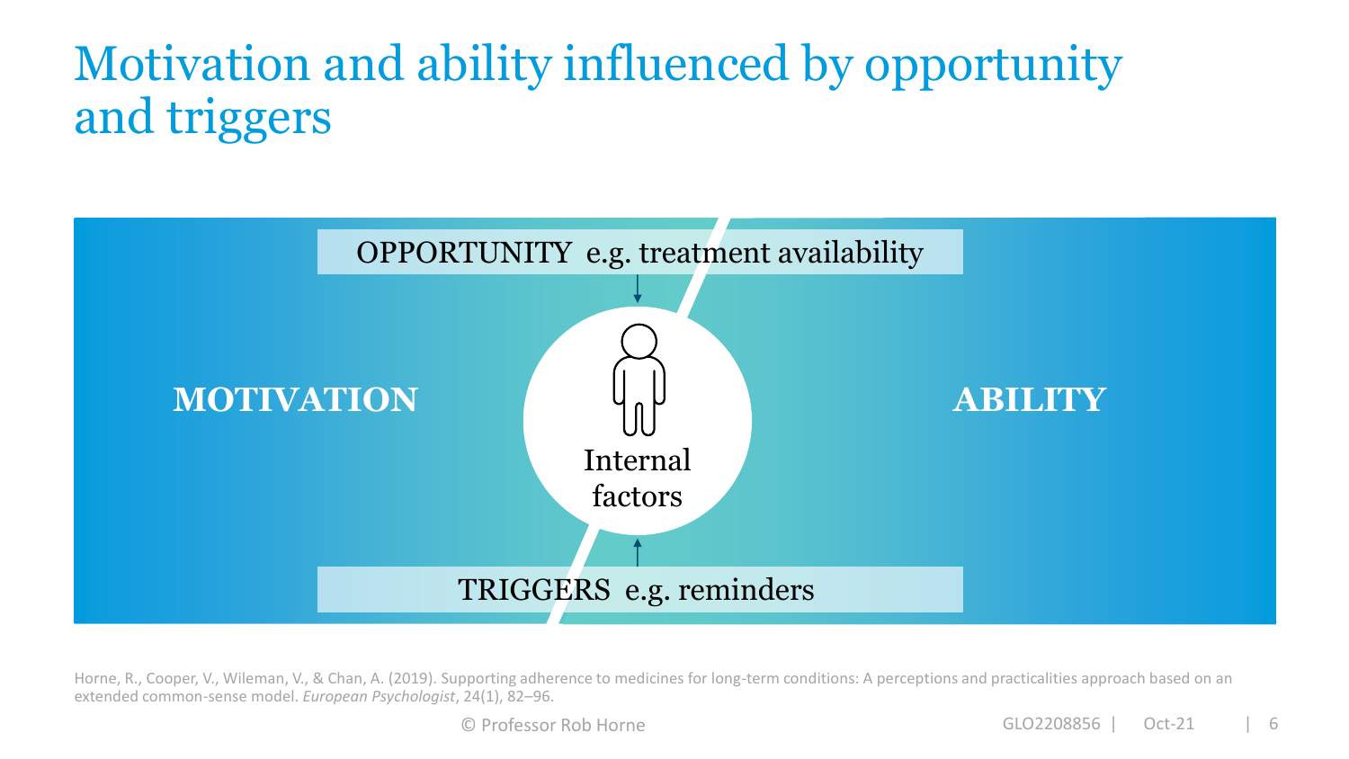# Motivation and ability influenced by opportunity and triggers

OPPORTUNITY e.g. treatment availability

**MOTIVATION**

Internal factors

**ABILITY**

TRIGGERS e.g. reminders

Horne, R., Cooper, V., Wileman, V., & Chan, A. (2019). Supporting adherence to medicines for long-term conditions: A perceptions and practicalities approach based on an extended common-sense model. *European Psychologist*, 24(1), 82–96.

© Professor Rob Horne

GLO2208856 | Oct-21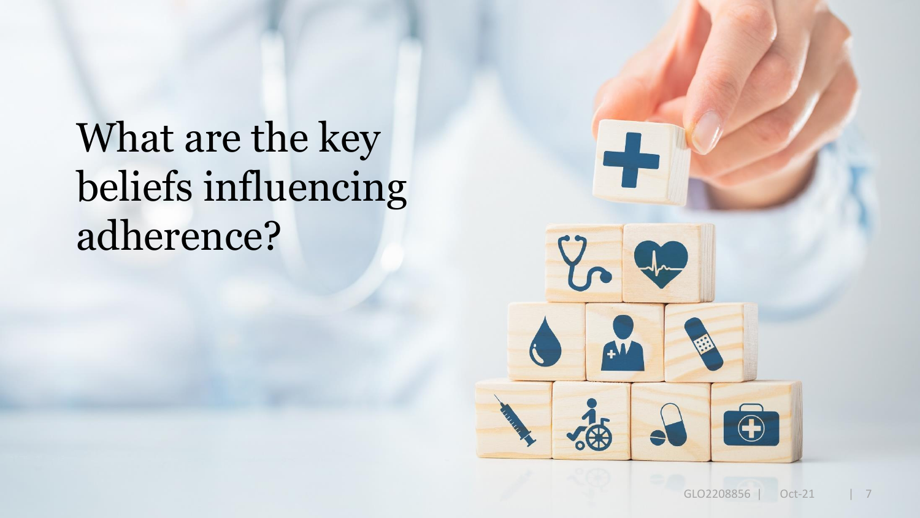# What are the key beliefs influencing adherence?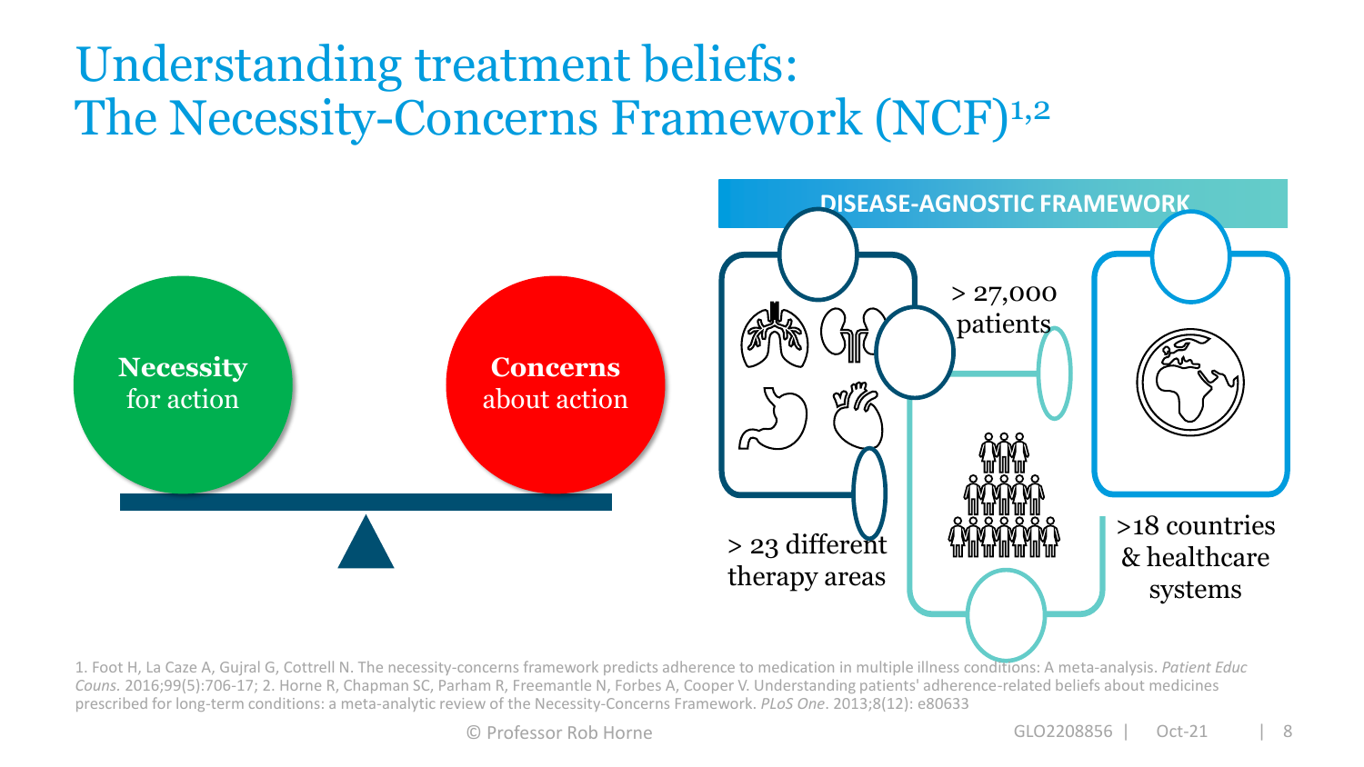# Understanding treatment beliefs: The Necessity-Concerns Framework (NCF)[1,2]

**Necessity** for action

**Concerns** about action

**DISEASE-AGNOSTIC FRAMEWORK**

> 23 different therapy areas

> 27,000 patients

>18 countries & healthcare systems

1. Foot H, La Caze A, Gujral G, Cottrell N. The necessity-concerns framework predicts adherence to medication in multiple illness conditions: A meta-analysis. *Patient Educ Couns.* 2016;99(5):706-17; 2. Horne R, Chapman SC, Parham R, Freemantle N, Forbes A, Cooper V. Understanding patients' adherence-related beliefs about medicines prescribed for long-term conditions: a meta-analytic review of the Necessity-Concerns Framework. *PLoS One*. 2013;8(12): e80633

© Professor Rob Horne

GLO2208856 | Oct-21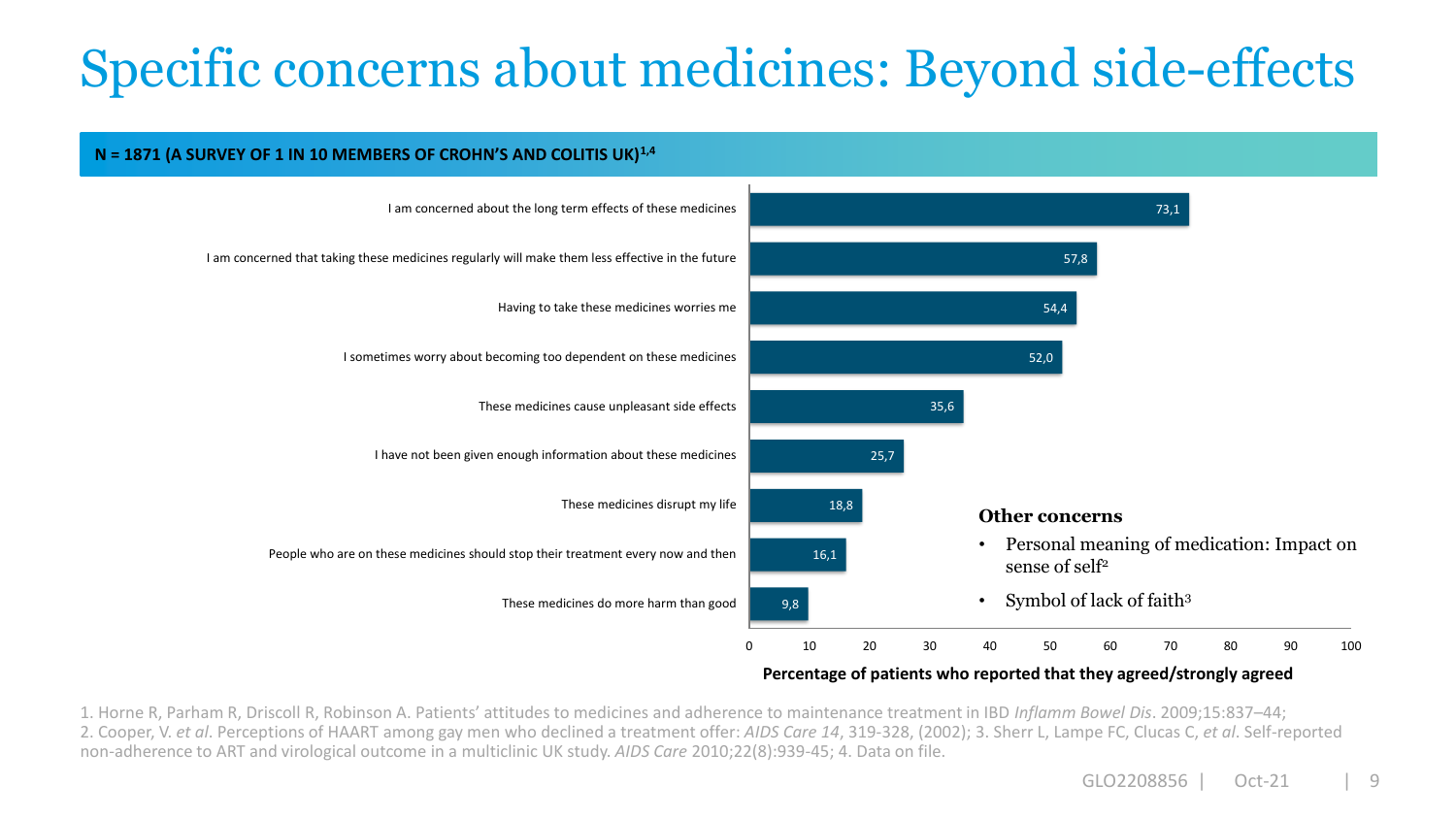# Specific concerns about medicines: Beyond side-effects

**N = 1871 (A SURVEY OF 1 IN 10 MEMBERS OF CROHN'S AND COLITIS UK)[1,4]**

| Statement | Percentage of patients who reported that they agreed/strongly agreed |
|---|---|
| I am concerned about the long term effects of these medicines | 73,1 |
| I am concerned that taking these medicines regularly will make them less effective in the future | 57,8 |
| Having to take these medicines worries me | 54,4 |
| I sometimes worry about becoming too dependent on these medicines | 52,0 |
| These medicines cause unpleasant side effects | 35,6 |
| I have not been given enough information about these medicines | 25,7 |
| These medicines disrupt my life | 18,8 |
| People who are on these medicines should stop their treatment every now and then | 16,1 |
| These medicines do more harm than good | 9,8 |

**Other concerns**

- Personal meaning of medication: Impact on sense of self[2]
- Symbol of lack of faith[3]

1. Horne R, Parham R, Driscoll R, Robinson A. Patients' attitudes to medicines and adherence to maintenance treatment in IBD *Inflamm Bowel Dis*. 2009;15:837–44; 2. Cooper, V. *et al*. Perceptions of HAART among gay men who declined a treatment offer: *AIDS Care 14*, 319-328, (2002); 3. Sherr L, Lampe FC, Clucas C, *et al*. Self-reported non-adherence to ART and virological outcome in a multiclinic UK study. *AIDS Care* 2010;22(8):939-45; 4. Data on file.

GLO2208856 | Oct-21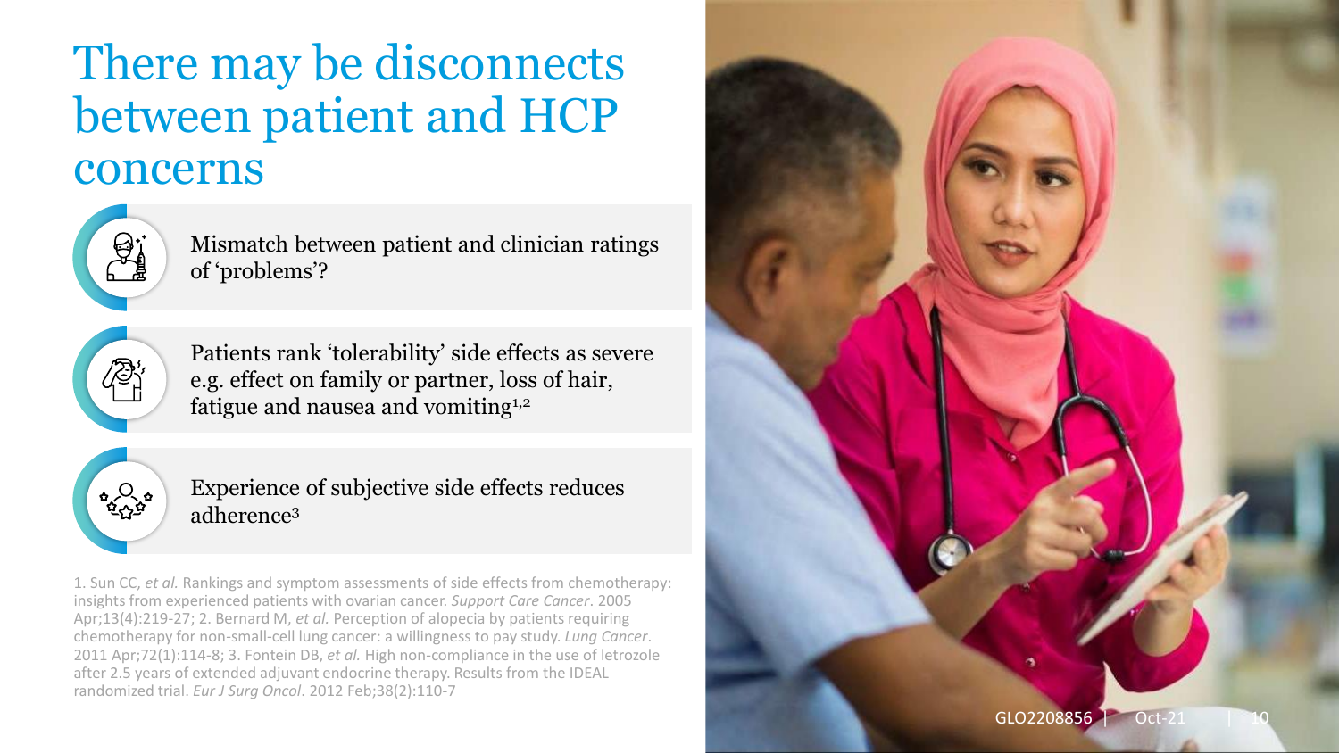# There may be disconnects between patient and HCP concerns

- Mismatch between patient and clinician ratings of 'problems'?
- Patients rank 'tolerability' side effects as severe e.g. effect on family or partner, loss of hair, fatigue and nausea and vomiting[1,2]
- Experience of subjective side effects reduces adherence[3]

1. Sun CC, *et al.* Rankings and symptom assessments of side effects from chemotherapy: insights from experienced patients with ovarian cancer. *Support Care Cancer*. 2005 Apr;13(4):219-27; 2. Bernard M, *et al.* Perception of alopecia by patients requiring chemotherapy for non-small-cell lung cancer: a willingness to pay study. *Lung Cancer*. 2011 Apr;72(1):114-8; 3. Fontein DB, *et al.* High non-compliance in the use of letrozole after 2.5 years of extended adjuvant endocrine therapy. Results from the IDEAL randomized trial. *Eur J Surg Oncol*. 2012 Feb;38(2):110-7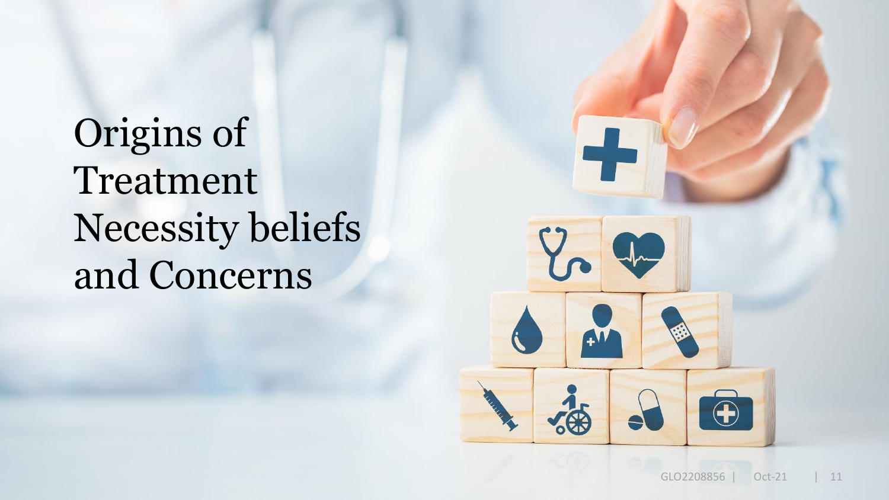# Origins of Treatment Necessity beliefs and Concerns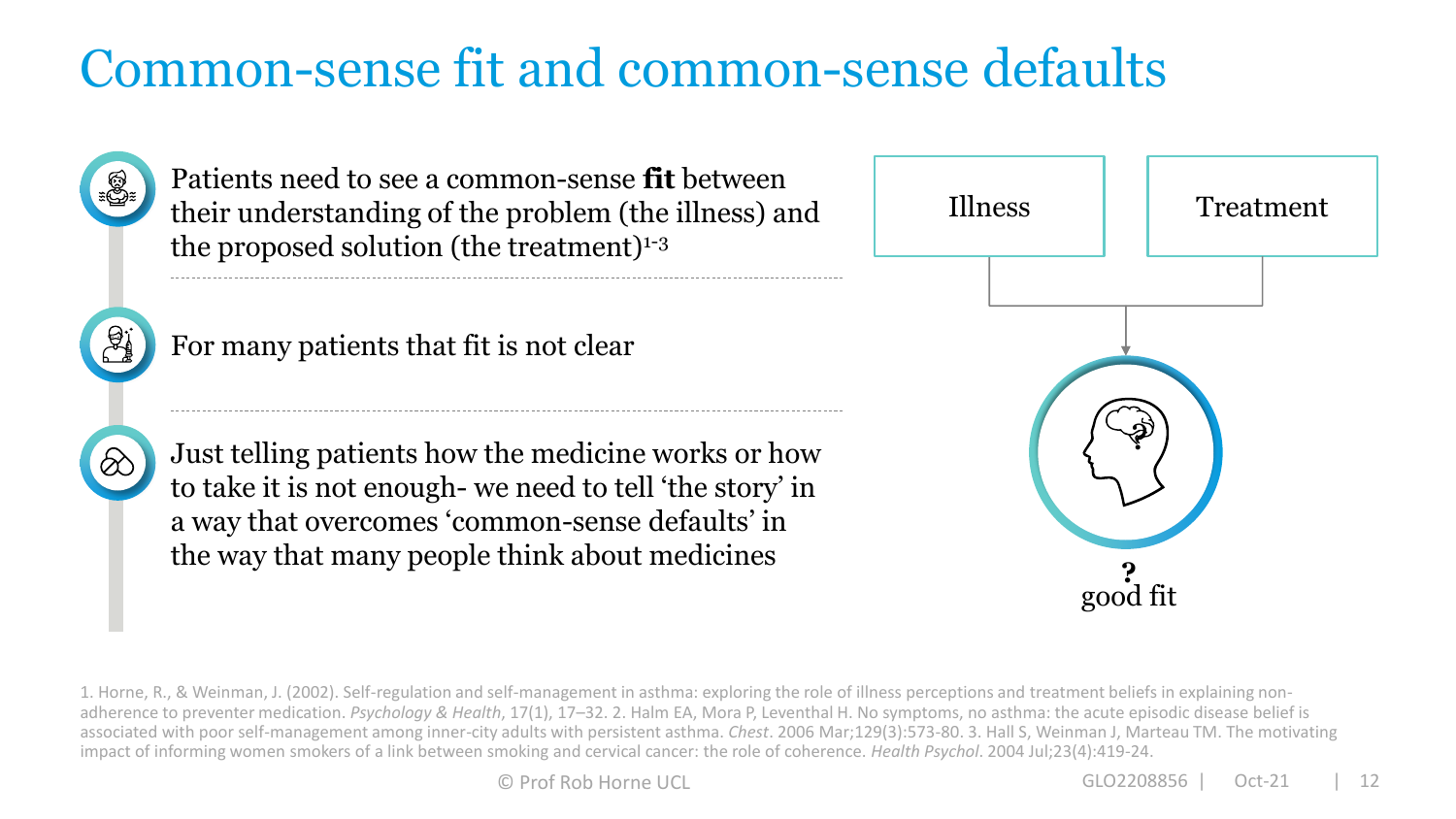# Common-sense fit and common-sense defaults

- Patients need to see a common-sense **fit** between their understanding of the problem (the illness) and the proposed solution (the treatment)[1-3]

- For many patients that fit is not clear

- Just telling patients how the medicine works or how to take it is not enough- we need to tell 'the story' in a way that overcomes 'common-sense defaults' in the way that many people think about medicines

Illness

Treatment

?
good fit

1. Horne, R., & Weinman, J. (2002). Self-regulation and self-management in asthma: exploring the role of illness perceptions and treatment beliefs in explaining non-adherence to preventer medication. *Psychology & Health*, 17(1), 17–32. 2. Halm EA, Mora P, Leventhal H. No symptoms, no asthma: the acute episodic disease belief is associated with poor self-management among inner-city adults with persistent asthma. *Chest*. 2006 Mar;129(3):573-80. 3. Hall S, Weinman J, Marteau TM. The motivating impact of informing women smokers of a link between smoking and cervical cancer: the role of coherence. *Health Psychol*. 2004 Jul;23(4):419-24.

© Prof Rob Horne UCL

GLO2208856 | Oct-21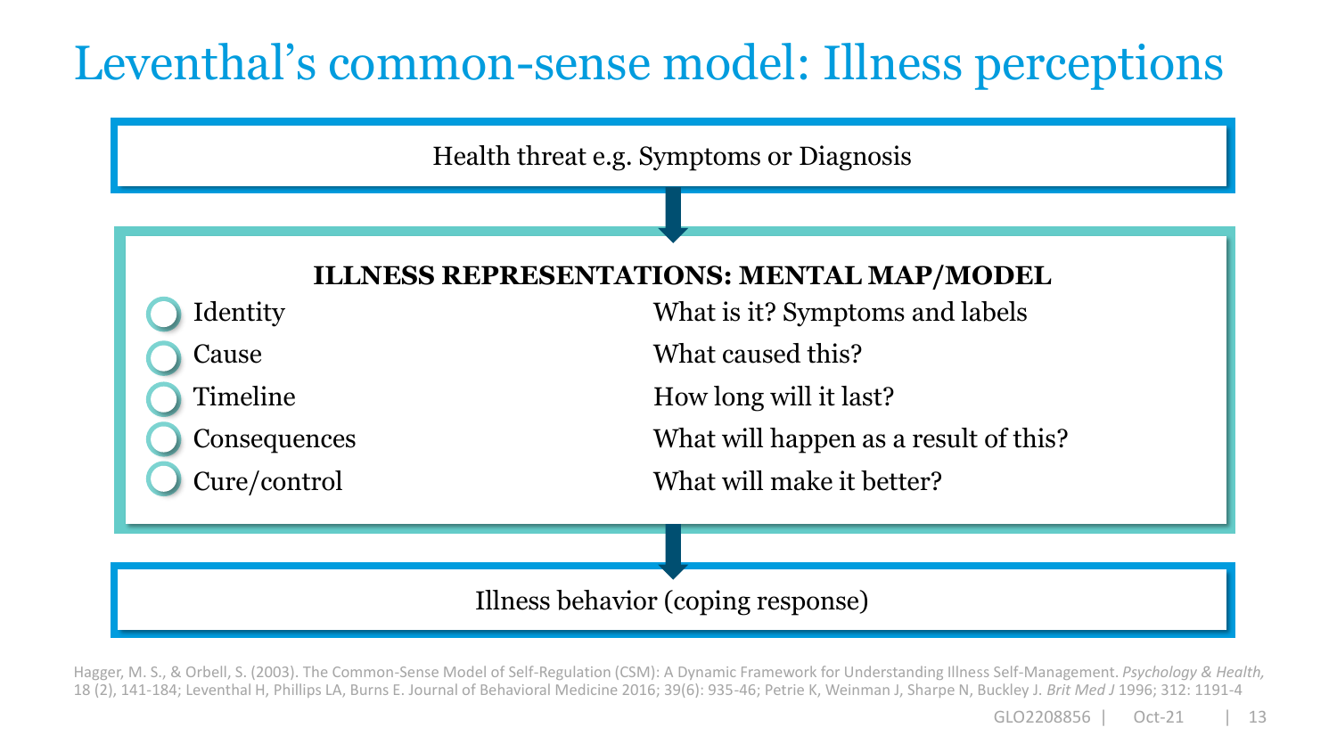# Leventhal's common-sense model: Illness perceptions

Health threat e.g. Symptoms or Diagnosis

↓

**ILLNESS REPRESENTATIONS: MENTAL MAP/MODEL**

| | |
|---|---|
| Identity | What is it? Symptoms and labels |
| Cause | What caused this? |
| Timeline | How long will it last? |
| Consequences | What will happen as a result of this? |
| Cure/control | What will make it better? |

↓

Illness behavior (coping response)

Hagger, M. S., & Orbell, S. (2003). The Common-Sense Model of Self-Regulation (CSM): A Dynamic Framework for Understanding Illness Self-Management. *Psychology & Health,* 18 (2), 141-184; Leventhal H, Phillips LA, Burns E. Journal of Behavioral Medicine 2016; 39(6): 935-46; Petrie K, Weinman J, Sharpe N, Buckley J. *Brit Med J* 1996; 312: 1191-4

GLO2208856 | Oct-21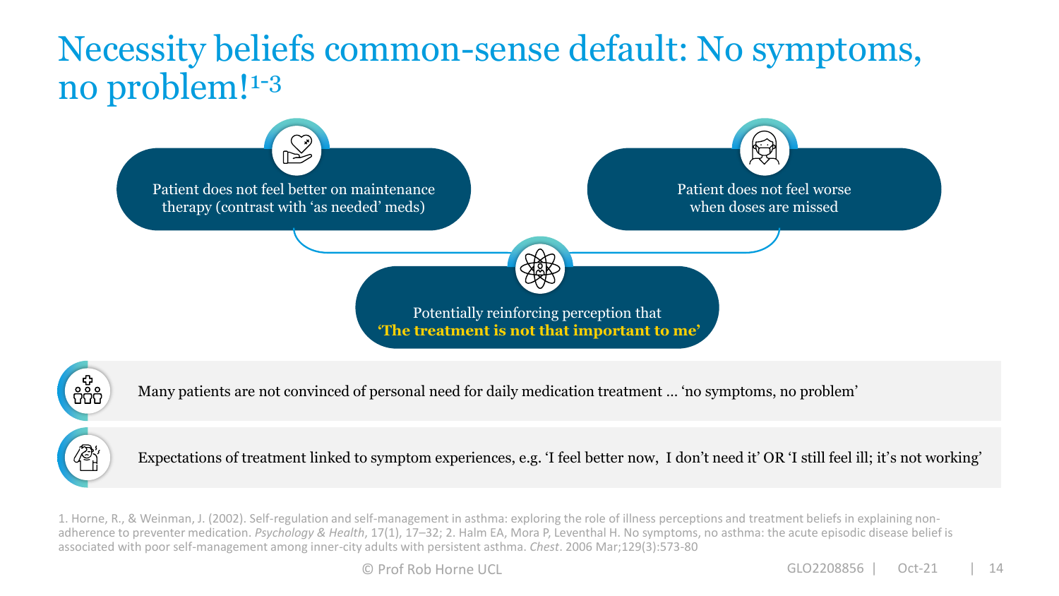# Necessity beliefs common-sense default: No symptoms, no problem![1-3]

Patient does not feel better on maintenance therapy (contrast with 'as needed' meds)

Patient does not feel worse when doses are missed

Potentially reinforcing perception that **'The treatment is not that important to me'**

Many patients are not convinced of personal need for daily medication treatment … 'no symptoms, no problem'

Expectations of treatment linked to symptom experiences, e.g. 'I feel better now, I don't need it' OR 'I still feel ill; it's not working'

1. Horne, R., & Weinman, J. (2002). Self-regulation and self-management in asthma: exploring the role of illness perceptions and treatment beliefs in explaining non-adherence to preventer medication. *Psychology & Health*, 17(1), 17–32; 2. Halm EA, Mora P, Leventhal H. No symptoms, no asthma: the acute episodic disease belief is associated with poor self-management among inner-city adults with persistent asthma. *Chest*. 2006 Mar;129(3):573-80

© Prof Rob Horne UCL

GLO2208856 | Oct-21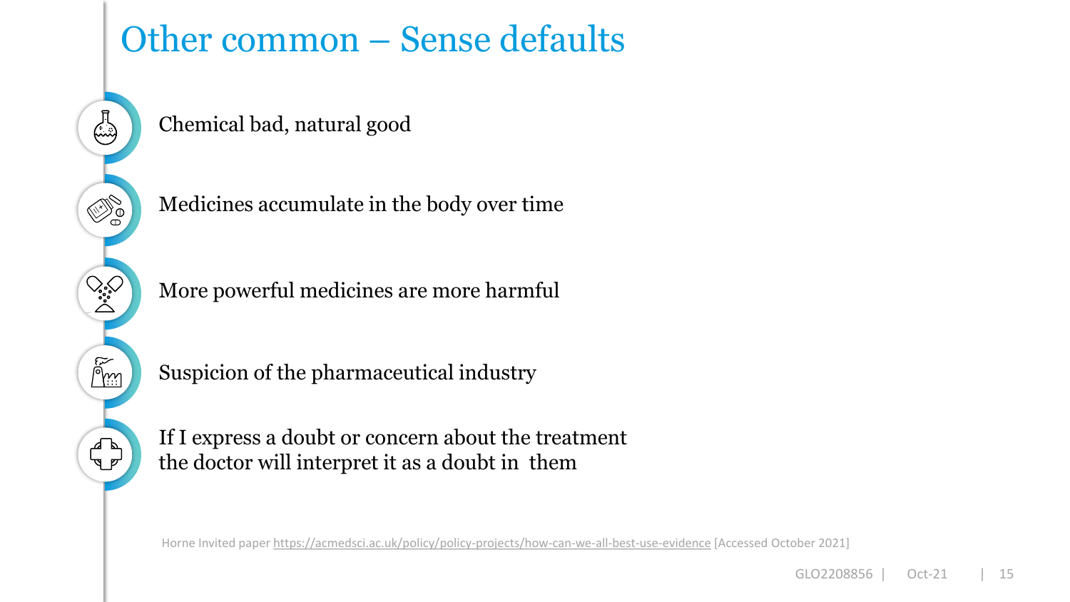# Other common – Sense defaults

- Chemical bad, natural good
- Medicines accumulate in the body over time
- More powerful medicines are more harmful
- Suspicion of the pharmaceutical industry
- If I express a doubt or concern about the treatment the doctor will interpret it as a doubt in them

Horne Invited paper https://acmedsci.ac.uk/policy/policy-projects/how-can-we-all-best-use-evidence [Accessed October 2021]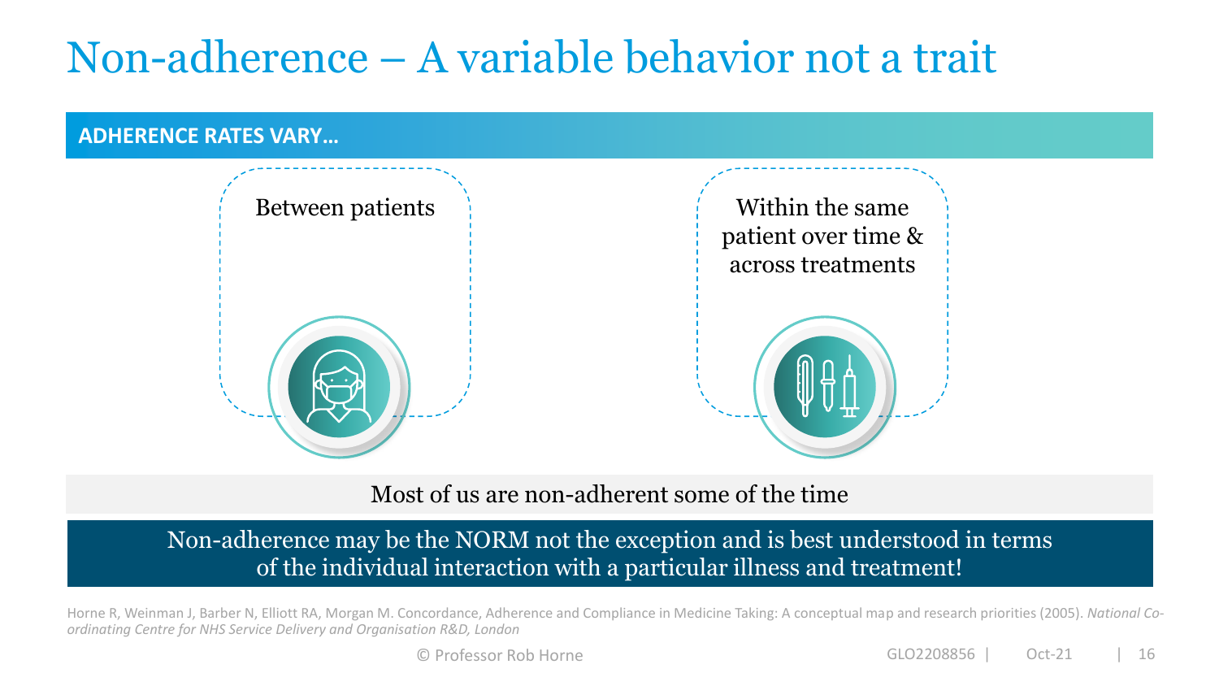# Non-adherence – A variable behavior not a trait

**ADHERENCE RATES VARY…**

- Between patients
- Within the same patient over time & across treatments

Most of us are non-adherent some of the time

Non-adherence may be the NORM not the exception and is best understood in terms of the individual interaction with a particular illness and treatment!

Horne R, Weinman J, Barber N, Elliott RA, Morgan M. Concordance, Adherence and Compliance in Medicine Taking: A conceptual map and research priorities (2005). *National Co-ordinating Centre for NHS Service Delivery and Organisation R&D, London*

© Professor Rob Horne

GLO2208856 | Oct-21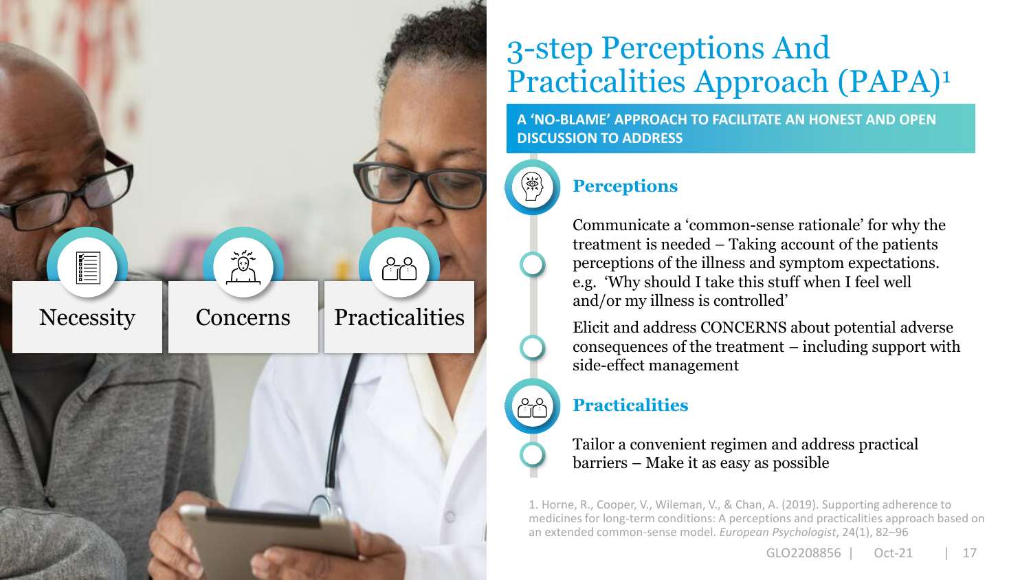# 3-step Perceptions And Practicalities Approach (PAPA)[1]

**A 'NO-BLAME' APPROACH TO FACILITATE AN HONEST AND OPEN DISCUSSION TO ADDRESS**

Necessity

Concerns

Practicalities

## Perceptions

Communicate a 'common-sense rationale' for why the treatment is needed – Taking account of the patients perceptions of the illness and symptom expectations. e.g. 'Why should I take this stuff when I feel well and/or my illness is controlled'

Elicit and address CONCERNS about potential adverse consequences of the treatment – including support with side-effect management

## Practicalities

Tailor a convenient regimen and address practical barriers – Make it as easy as possible

1. Horne, R., Cooper, V., Wileman, V., & Chan, A. (2019). Supporting adherence to medicines for long-term conditions: A perceptions and practicalities approach based on an extended common-sense model. *European Psychologist*, 24(1), 82–96

GLO2208856 | Oct-21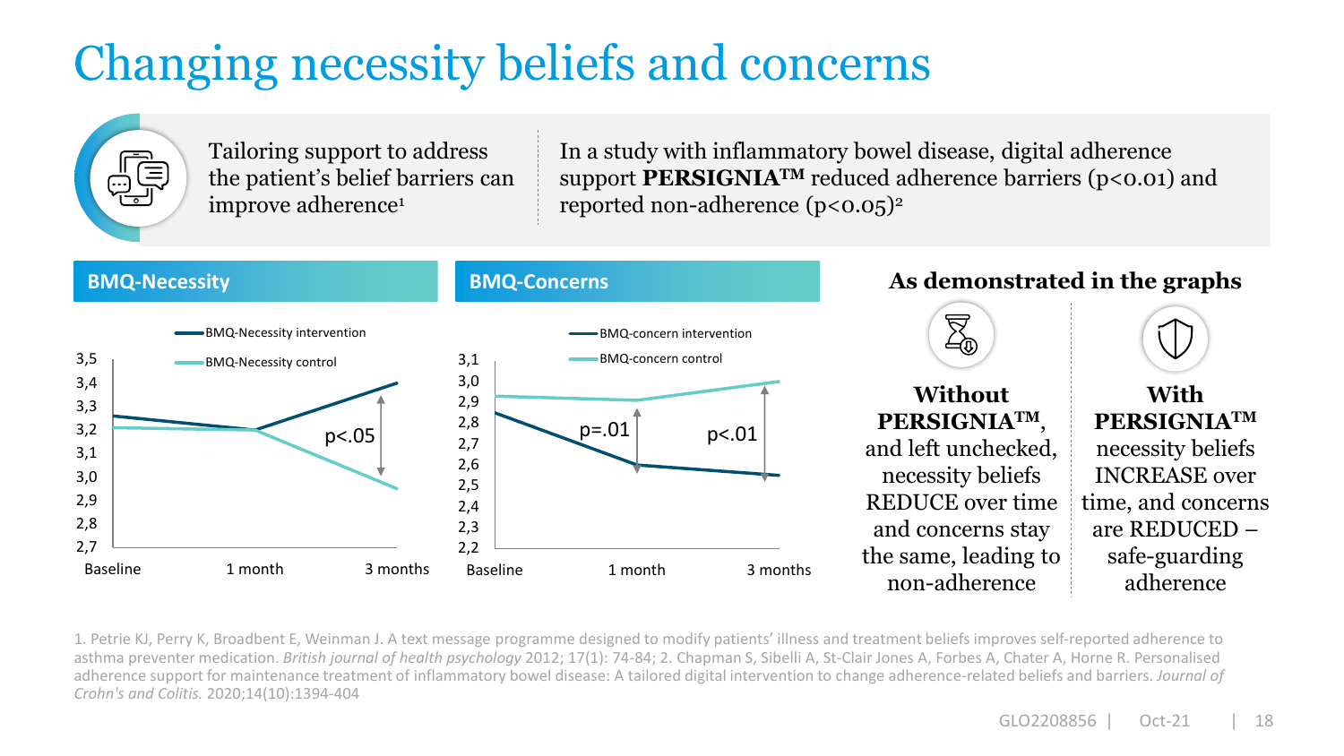# Changing necessity beliefs and concerns

Tailoring support to address the patient's belief barriers can improve adherence[1]

In a study with inflammatory bowel disease, digital adherence support **PERSIGNIA™** reduced adherence barriers ($p<0.01$) and reported non-adherence ($p<0.05$)[2]

## BMQ-Necessity

- BMQ-Necessity intervention
- BMQ-Necessity control

Y-axis: 2,7 – 3,5; X-axis: Baseline, 1 month, 3 months

p<.05

## BMQ-Concerns

- BMQ-concern intervention
- BMQ-concern control

Y-axis: 2,2 – 3,1; X-axis: Baseline, 1 month, 3 months

p=.01 | p<.01

## As demonstrated in the graphs

**Without PERSIGNIA™**, and left unchecked, necessity beliefs REDUCE over time and concerns stay the same, leading to non-adherence

**With PERSIGNIA™** necessity beliefs INCREASE over time, and concerns are REDUCED – safe-guarding adherence

1. Petrie KJ, Perry K, Broadbent E, Weinman J. A text message programme designed to modify patients' illness and treatment beliefs improves self-reported adherence to asthma preventer medication. *British journal of health psychology* 2012; 17(1): 74-84; 2. Chapman S, Sibelli A, St-Clair Jones A, Forbes A, Chater A, Horne R. Personalised adherence support for maintenance treatment of inflammatory bowel disease: A tailored digital intervention to change adherence-related beliefs and barriers. *Journal of Crohn's and Colitis.* 2020;14(10):1394-404

GLO2208856 | Oct-21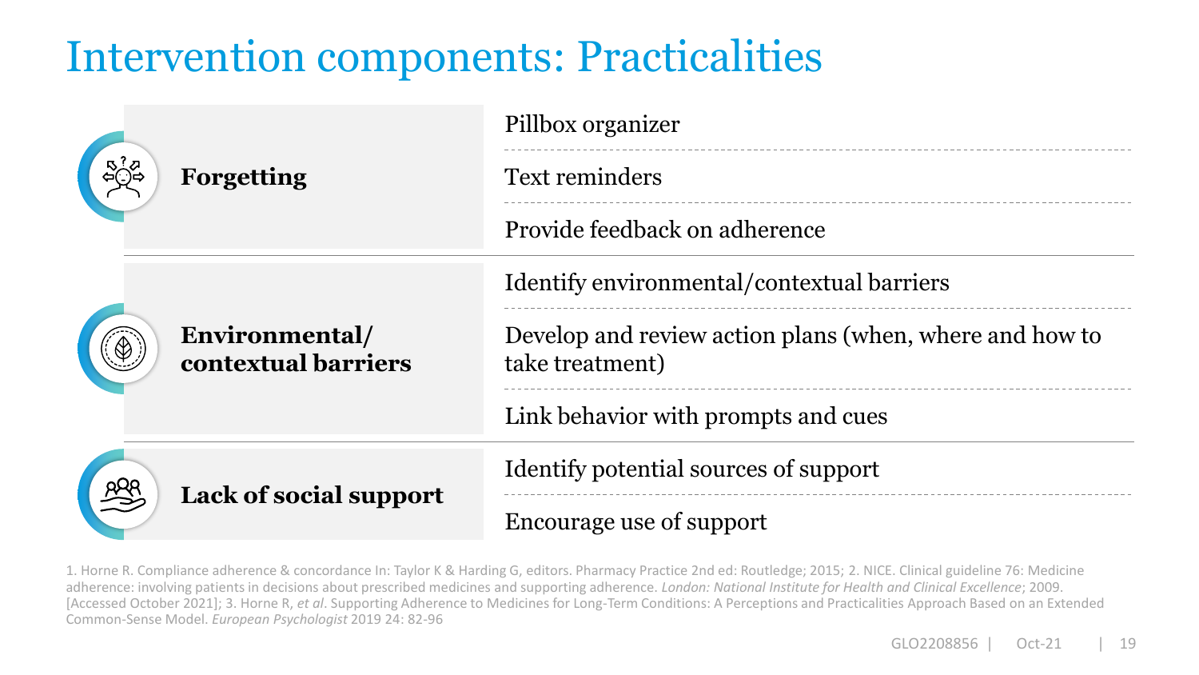# Intervention components: Practicalities

| Barrier | Intervention components |
| --- | --- |
| **Forgetting** | Pillbox organizer |
| | Text reminders |
| | Provide feedback on adherence |
| **Environmental/ contextual barriers** | Identify environmental/contextual barriers |
| | Develop and review action plans (when, where and how to take treatment) |
| | Link behavior with prompts and cues |
| **Lack of social support** | Identify potential sources of support |
| | Encourage use of support |

1. Horne R. Compliance adherence & concordance In: Taylor K & Harding G, editors. Pharmacy Practice 2nd ed: Routledge; 2015; 2. NICE. Clinical guideline 76: Medicine adherence: involving patients in decisions about prescribed medicines and supporting adherence. *London: National Institute for Health and Clinical Excellence*; 2009. [Accessed October 2021]; 3. Horne R, *et al*. Supporting Adherence to Medicines for Long-Term Conditions: A Perceptions and Practicalities Approach Based on an Extended Common-Sense Model. *European Psychologist* 2019 24: 82-96

GLO2208856 | Oct-21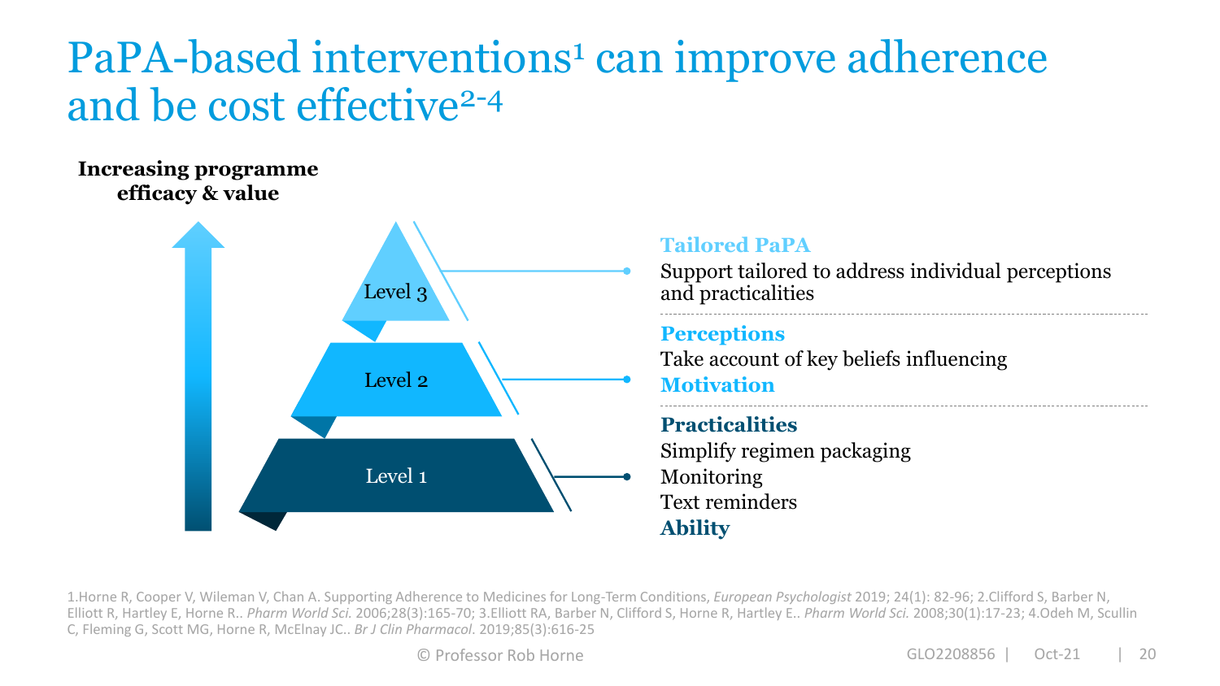# PaPA-based interventions[1] can improve adherence and be cost effective[2-4]

**Increasing programme efficacy & value**

Level 3

Level 2

Level 1

**Tailored PaPA**
Support tailored to address individual perceptions and practicalities

**Perceptions**
Take account of key beliefs influencing
**Motivation**

**Practicalities**
Simplify regimen packaging
Monitoring
Text reminders
**Ability**

1.Horne R, Cooper V, Wileman V, Chan A. Supporting Adherence to Medicines for Long-Term Conditions, *European Psychologist* 2019; 24(1): 82-96; 2.Clifford S, Barber N, Elliott R, Hartley E, Horne R.. *Pharm World Sci.* 2006;28(3):165-70; 3.Elliott RA, Barber N, Clifford S, Horne R, Hartley E.. *Pharm World Sci.* 2008;30(1):17-23; 4.Odeh M, Scullin C, Fleming G, Scott MG, Horne R, McElnay JC.. *Br J Clin Pharmacol*. 2019;85(3):616-25

© Professor Rob Horne

GLO2208856 | Oct-21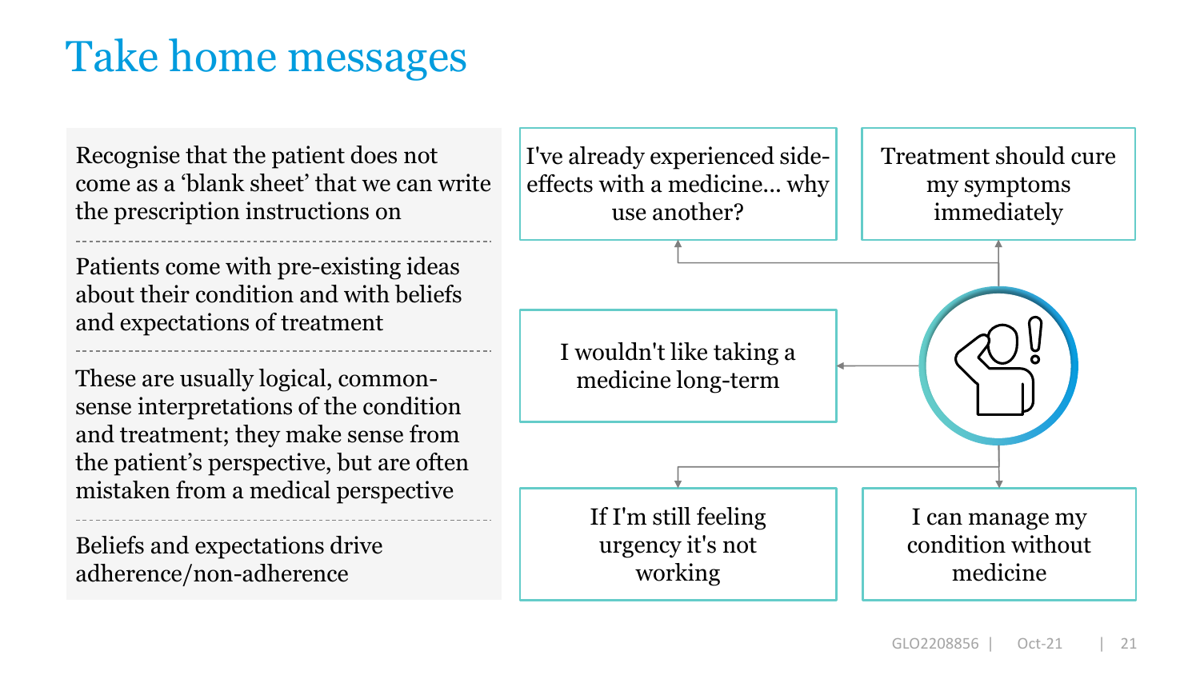# Take home messages

Recognise that the patient does not come as a 'blank sheet' that we can write the prescription instructions on

Patients come with pre-existing ideas about their condition and with beliefs and expectations of treatment

These are usually logical, common-sense interpretations of the condition and treatment; they make sense from the patient's perspective, but are often mistaken from a medical perspective

Beliefs and expectations drive adherence/non-adherence

I've already experienced side-effects with a medicine... why use another?

Treatment should cure my symptoms immediately

I wouldn't like taking a medicine long-term

If I'm still feeling urgency it's not working

I can manage my condition without medicine